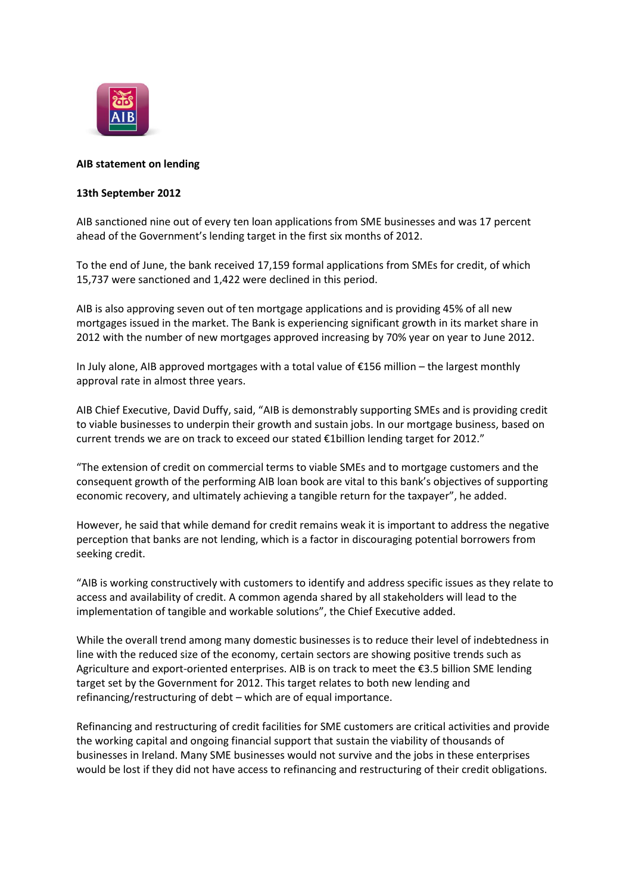**AIB statement on lending**

**13th September 2012**

AIB sanctioned nine out of every ten loan applications from SME businesses and was 17 percent ahead of the Government's lending target in the first six months of 2012.

To the end of June, the bank received 17,159 formal applications from SMEs for credit, of which 15,737 were sanctioned and 1,422 were declined in this period.

AIB is also approving seven out of ten mortgage applications and is providing 45% of all new mortgages issued in the market. The Bank is experiencing significant growth in its market share in 2012 with the number of new mortgages approved increasing by 70% year on year to June 2012.

In July alone, AIB approved mortgages with a total value of €156 million – the largest monthly approval rate in almost three years.

AIB Chief Executive, David Duffy, said, "AIB is demonstrably supporting SMEs and is providing credit to viable businesses to underpin their growth and sustain jobs. In our mortgage business, based on current trends we are on track to exceed our stated €1billion lending target for 2012."

"The extension of credit on commercial terms to viable SMEs and to mortgage customers and the consequent growth of the performing AIB loan book are vital to this bank's objectives of supporting economic recovery, and ultimately achieving a tangible return for the taxpayer", he added.

However, he said that while demand for credit remains weak it is important to address the negative perception that banks are not lending, which is a factor in discouraging potential borrowers from seeking credit.

"AIB is working constructively with customers to identify and address specific issues as they relate to access and availability of credit. A common agenda shared by all stakeholders will lead to the implementation of tangible and workable solutions", the Chief Executive added.

While the overall trend among many domestic businesses is to reduce their level of indebtedness in line with the reduced size of the economy, certain sectors are showing positive trends such as Agriculture and export-oriented enterprises. AIB is on track to meet the €3.5 billion SME lending target set by the Government for 2012. This target relates to both new lending and refinancing/restructuring of debt – which are of equal importance.

Refinancing and restructuring of credit facilities for SME customers are critical activities and provide the working capital and ongoing financial support that sustain the viability of thousands of businesses in Ireland. Many SME businesses would not survive and the jobs in these enterprises would be lost if they did not have access to refinancing and restructuring of their credit obligations.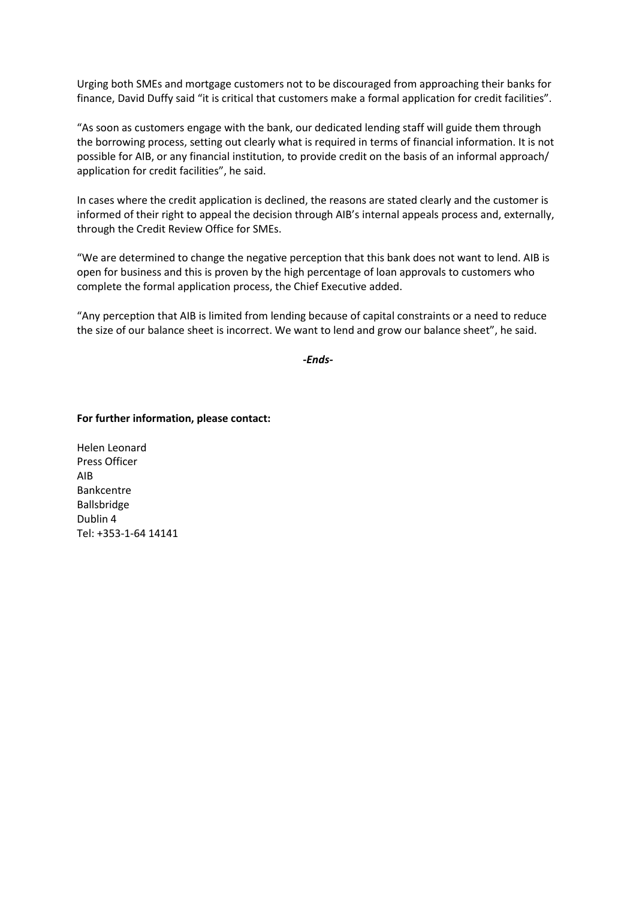Urging both SMEs and mortgage customers not to be discouraged from approaching their banks for finance, David Duffy said "it is critical that customers make a formal application for credit facilities".

"As soon as customers engage with the bank, our dedicated lending staff will guide them through the borrowing process, setting out clearly what is required in terms of financial information. It is not possible for AIB, or any financial institution, to provide credit on the basis of an informal approach/ application for credit facilities", he said.

In cases where the credit application is declined, the reasons are stated clearly and the customer is informed of their right to appeal the decision through AIB's internal appeals process and, externally, through the Credit Review Office for SMEs.

"We are determined to change the negative perception that this bank does not want to lend. AIB is open for business and this is proven by the high percentage of loan approvals to customers who complete the formal application process, the Chief Executive added.

"Any perception that AIB is limited from lending because of capital constraints or a need to reduce the size of our balance sheet is incorrect. We want to lend and grow our balance sheet", he said.

***-Ends-***

**For further information, please contact:**

Helen Leonard  
Press Officer  
AIB  
Bankcentre  
Ballsbridge  
Dublin 4  
Tel: +353-1-64 14141